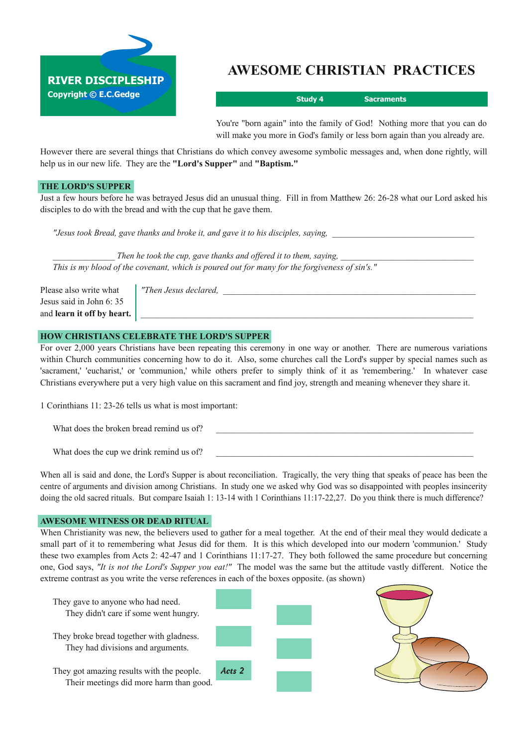**RIVER DISCIPLESHIP**
**Copyright © E.C.Gedge**

# AWESOME CHRISTIAN PRACTICES

**Study 4 — Sacraments**

You're "born again" into the family of God! Nothing more that you can do will make you more in God's family or less born again than you already are.

However there are several things that Christians do which convey awesome symbolic messages and, when done rightly, will help us in our new life. They are the **"Lord's Supper"** and **"Baptism."**

## THE LORD'S SUPPER

Just a few hours before he was betrayed Jesus did an unusual thing. Fill in from Matthew 26: 26-28 what our Lord asked his disciples to do with the bread and with the cup that he gave them.

*"Jesus took Bread, gave thanks and broke it, and gave it to his disciples, saying,* ______________________________

______________ *Then he took the cup, gave thanks and offered it to them, saying,* ______________________________
*This is my blood of the covenant, which is poured out for many for the forgiveness of sin's."*

Please also write what Jesus said in John 6: 35 and **learn it off by heart.**

*"Then Jesus declared,* ______________________________________________

______________________________________________

## HOW CHRISTIANS CELEBRATE THE LORD'S SUPPER

For over 2,000 years Christians have been repeating this ceremony in one way or another. There are numerous variations within Church communities concerning how to do it. Also, some churches call the Lord's supper by special names such as 'sacrament,' 'eucharist,' or 'communion,' while others prefer to simply think of it as 'remembering.' In whatever case Christians everywhere put a very high value on this sacrament and find joy, strength and meaning whenever they share it.

1 Corinthians 11: 23-26 tells us what is most important:

What does the broken bread remind us of? ______________________________

What does the cup we drink remind us of? ______________________________

When all is said and done, the Lord's Supper is about reconciliation. Tragically, the very thing that speaks of peace has been the centre of arguments and division among Christians. In study one we asked why God was so disappointed with peoples insincerity doing the old sacred rituals. But compare Isaiah 1: 13-14 with 1 Corinthians 11:17-22,27. Do you think there is much difference?

## AWESOME WITNESS OR DEAD RITUAL

When Christianity was new, the believers used to gather for a meal together. At the end of their meal they would dedicate a small part of it to remembering what Jesus did for them. It is this which developed into our modern 'communion.' Study these two examples from Acts 2: 42-47 and 1 Corinthians 11:17-27. They both followed the same procedure but concerning one, God says, *"It is not the Lord's Supper you eat!"* The model was the same but the attitude vastly different. Notice the extreme contrast as you write the verse references in each of the boxes opposite. (as shown)

| Statement | Reference |
|---|---|
| They gave to anyone who had need. | |
| They didn't care if some went hungry. | |
| They broke bread together with gladness. | |
| They had divisions and arguments. | |
| They got amazing results with the people. | Acts 2 |
| Their meetings did more harm than good. | |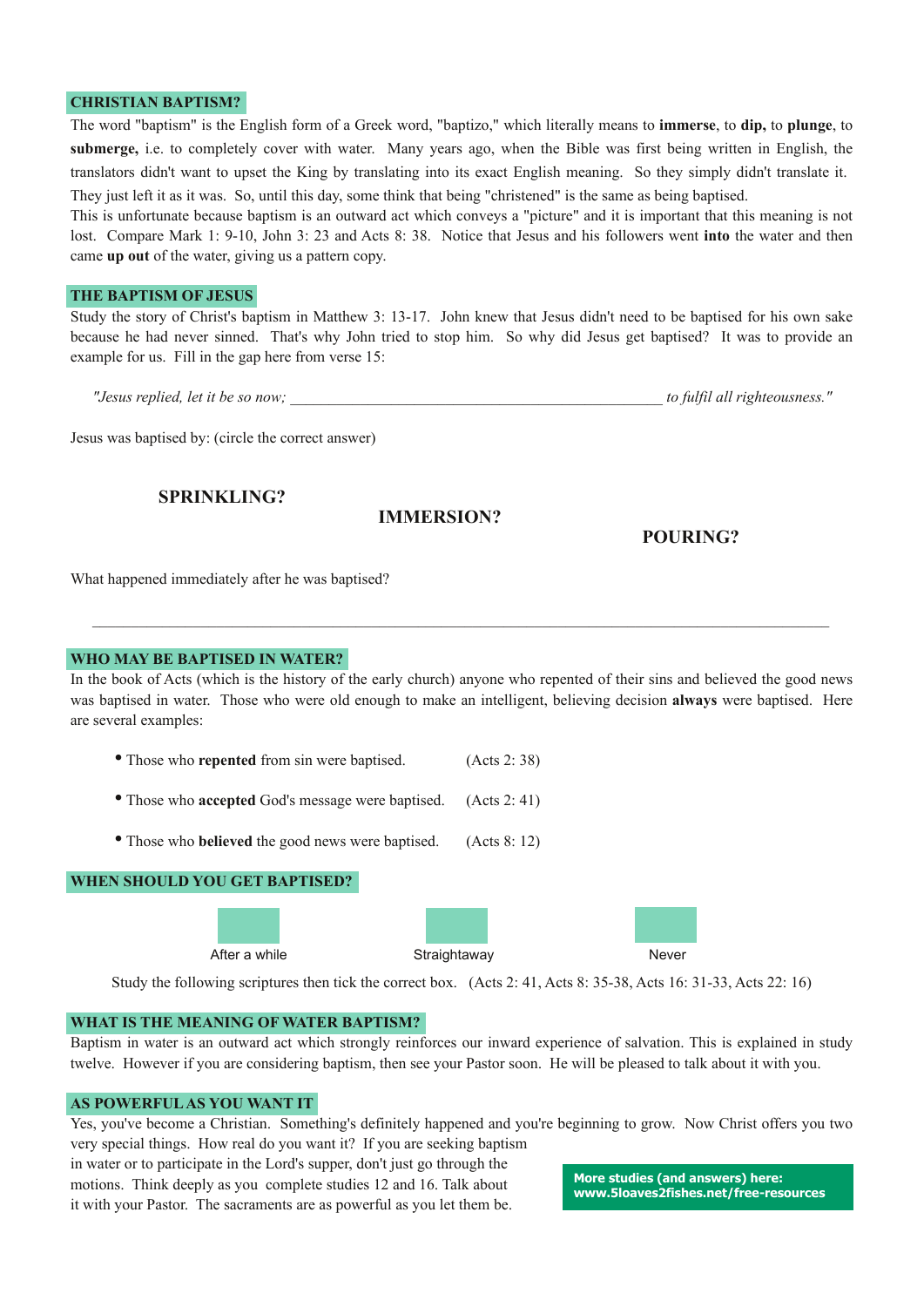## CHRISTIAN BAPTISM?

The word "baptism" is the English form of a Greek word, "baptizo," which literally means to **immerse**, to **dip,** to **plunge**, to **submerge,** i.e. to completely cover with water. Many years ago, when the Bible was first being written in English, the translators didn't want to upset the King by translating into its exact English meaning. So they simply didn't translate it. They just left it as it was. So, until this day, some think that being "christened" is the same as being baptised.

This is unfortunate because baptism is an outward act which conveys a "picture" and it is important that this meaning is not lost. Compare Mark 1: 9-10, John 3: 23 and Acts 8: 38. Notice that Jesus and his followers went **into** the water and then came **up out** of the water, giving us a pattern copy.

## THE BAPTISM OF JESUS

Study the story of Christ's baptism in Matthew 3: 13-17. John knew that Jesus didn't need to be baptised for his own sake because he had never sinned. That's why John tried to stop him. So why did Jesus get baptised? It was to provide an example for us. Fill in the gap here from verse 15:

*"Jesus replied, let it be so now; \_\_\_\_\_\_\_\_\_\_\_\_\_\_\_\_\_\_\_\_\_\_\_\_\_\_\_\_\_\_\_\_\_\_\_\_\_\_\_\_\_\_\_\_ to fulfil all righteousness."*

Jesus was baptised by: (circle the correct answer)

**SPRINKLING?**

**IMMERSION?**

**POURING?**

What happened immediately after he was baptised?

\_\_\_\_\_\_\_\_\_\_\_\_\_\_\_\_\_\_\_\_\_\_\_\_\_\_\_\_\_\_\_\_\_\_\_\_\_\_\_\_\_\_\_\_\_\_\_\_\_\_\_\_\_\_\_\_\_\_\_\_\_\_\_\_\_\_\_\_\_\_\_\_\_\_\_\_\_\_

## WHO MAY BE BAPTISED IN WATER?

In the book of Acts (which is the history of the early church) anyone who repented of their sins and believed the good news was baptised in water. Those who were old enough to make an intelligent, believing decision **always** were baptised. Here are several examples:

- Those who **repented** from sin were baptised. (Acts 2: 38)
- Those who **accepted** God's message were baptised. (Acts 2: 41)
- Those who **believed** the good news were baptised. (Acts 8: 12)

## WHEN SHOULD YOU GET BAPTISED?

☐ After a while ☐ Straightaway ☐ Never

Study the following scriptures then tick the correct box. (Acts 2: 41, Acts 8: 35-38, Acts 16: 31-33, Acts 22: 16)

## WHAT IS THE MEANING OF WATER BAPTISM?

Baptism in water is an outward act which strongly reinforces our inward experience of salvation. This is explained in study twelve. However if you are considering baptism, then see your Pastor soon. He will be pleased to talk about it with you.

## AS POWERFUL AS YOU WANT IT

Yes, you've become a Christian. Something's definitely happened and you're beginning to grow. Now Christ offers you two very special things. How real do you want it? If you are seeking baptism in water or to participate in the Lord's supper, don't just go through the motions. Think deeply as you complete studies 12 and 16. Talk about it with your Pastor. The sacraments are as powerful as you let them be.

**More studies (and answers) here: www.5loaves2fishes.net/free-resources**